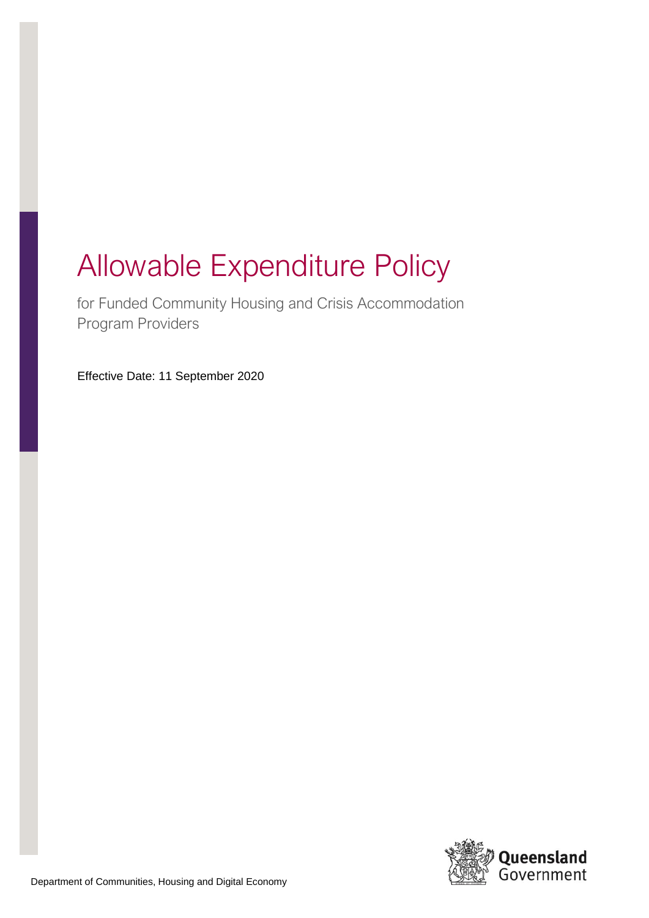# Allowable Expenditure Policy

for Funded Community Housing and Crisis Accommodation Program Providers

Effective Date: 11 September 2020

Department of Communities, Housing and Digital Economy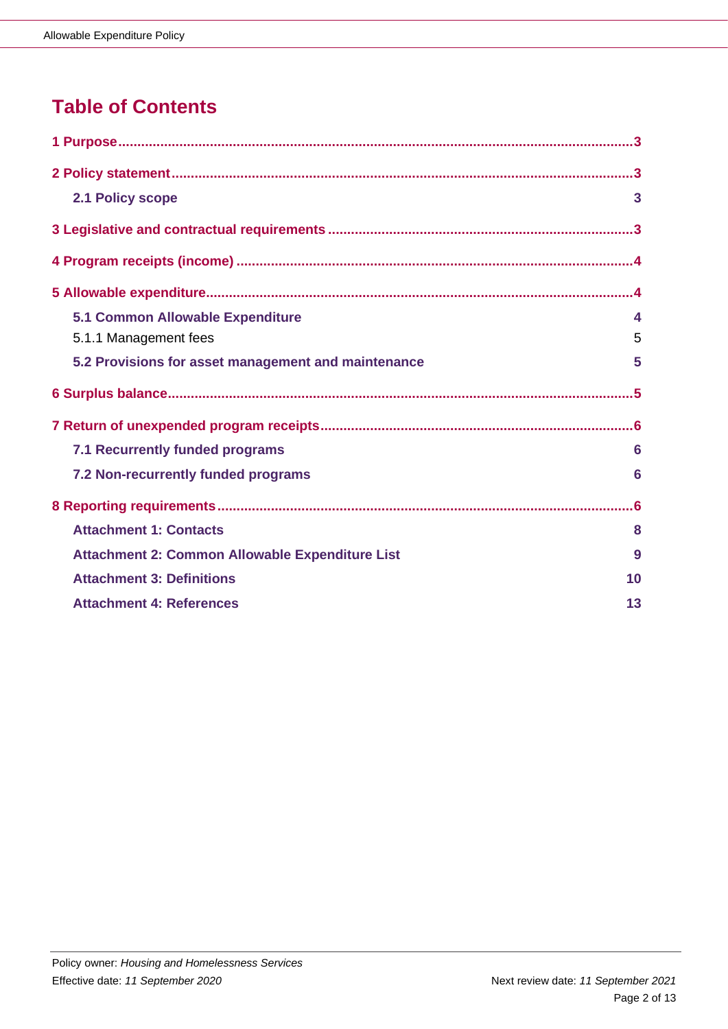# Table of Contents

| | |
|---|---|
| **1 Purpose** | **3** |
| **2 Policy statement** | **3** |
| **2.1 Policy scope** | **3** |
| **3 Legislative and contractual requirements** | **3** |
| **4 Program receipts (income)** | **4** |
| **5 Allowable expenditure** | **4** |
| **5.1 Common Allowable Expenditure** | **4** |
| 5.1.1 Management fees | 5 |
| **5.2 Provisions for asset management and maintenance** | **5** |
| **6 Surplus balance** | **5** |
| **7 Return of unexpended program receipts** | **6** |
| **7.1 Recurrently funded programs** | **6** |
| **7.2 Non-recurrently funded programs** | **6** |
| **8 Reporting requirements** | **6** |
| **Attachment 1: Contacts** | **8** |
| **Attachment 2: Common Allowable Expenditure List** | **9** |
| **Attachment 3: Definitions** | **10** |
| **Attachment 4: References** | **13** |

Policy owner: *Housing and Homelessness Services*
Effective date: *11 September 2020*
Next review date: *11 September 2021*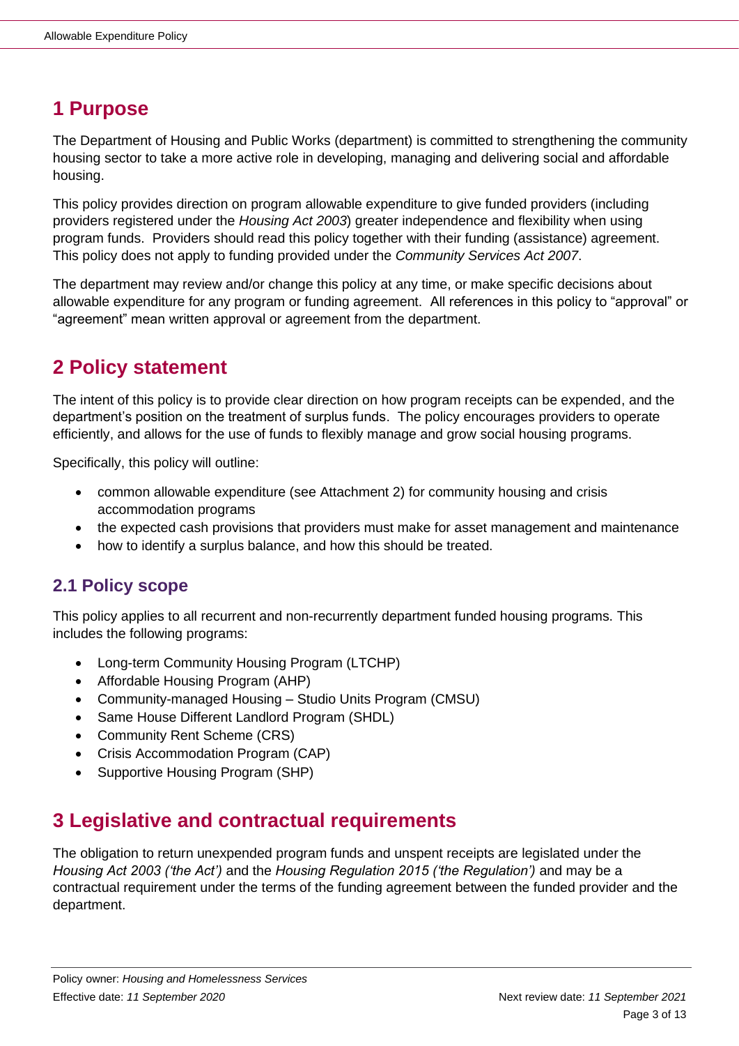## 1 Purpose

The Department of Housing and Public Works (department) is committed to strengthening the community housing sector to take a more active role in developing, managing and delivering social and affordable housing.

This policy provides direction on program allowable expenditure to give funded providers (including providers registered under the *Housing Act 2003*) greater independence and flexibility when using program funds. Providers should read this policy together with their funding (assistance) agreement. This policy does not apply to funding provided under the *Community Services Act 2007*.

The department may review and/or change this policy at any time, or make specific decisions about allowable expenditure for any program or funding agreement. All references in this policy to "approval" or "agreement" mean written approval or agreement from the department.

## 2 Policy statement

The intent of this policy is to provide clear direction on how program receipts can be expended, and the department's position on the treatment of surplus funds. The policy encourages providers to operate efficiently, and allows for the use of funds to flexibly manage and grow social housing programs.

Specifically, this policy will outline:

- common allowable expenditure (see Attachment 2) for community housing and crisis accommodation programs
- the expected cash provisions that providers must make for asset management and maintenance
- how to identify a surplus balance, and how this should be treated.

### 2.1 Policy scope

This policy applies to all recurrent and non-recurrently department funded housing programs. This includes the following programs:

- Long-term Community Housing Program (LTCHP)
- Affordable Housing Program (AHP)
- Community-managed Housing – Studio Units Program (CMSU)
- Same House Different Landlord Program (SHDL)
- Community Rent Scheme (CRS)
- Crisis Accommodation Program (CAP)
- Supportive Housing Program (SHP)

## 3 Legislative and contractual requirements

The obligation to return unexpended program funds and unspent receipts are legislated under the *Housing Act 2003 ('the Act')* and the *Housing Regulation 2015 ('the Regulation')* and may be a contractual requirement under the terms of the funding agreement between the funded provider and the department.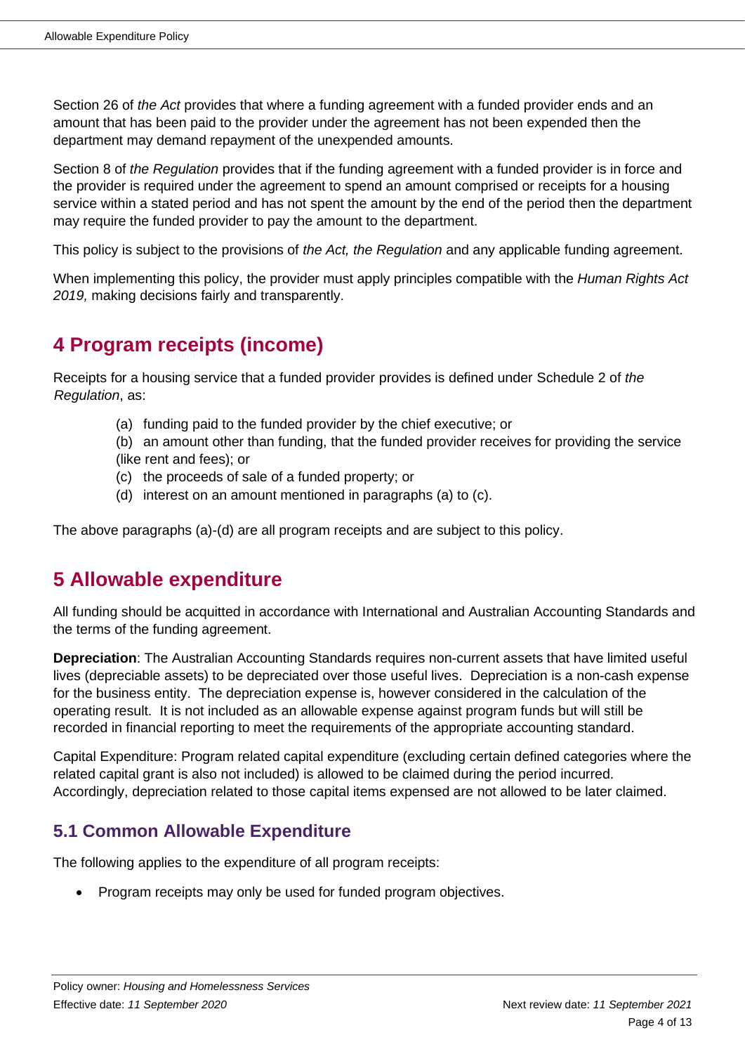Section 26 of *the Act* provides that where a funding agreement with a funded provider ends and an amount that has been paid to the provider under the agreement has not been expended then the department may demand repayment of the unexpended amounts.

Section 8 of *the Regulation* provides that if the funding agreement with a funded provider is in force and the provider is required under the agreement to spend an amount comprised or receipts for a housing service within a stated period and has not spent the amount by the end of the period then the department may require the funded provider to pay the amount to the department.

This policy is subject to the provisions of *the Act, the Regulation* and any applicable funding agreement.

When implementing this policy, the provider must apply principles compatible with the *Human Rights Act 2019,* making decisions fairly and transparently.

# 4 Program receipts (income)

Receipts for a housing service that a funded provider provides is defined under Schedule 2 of *the Regulation*, as:

(a) funding paid to the funded provider by the chief executive; or

(b) an amount other than funding, that the funded provider receives for providing the service (like rent and fees); or

(c) the proceeds of sale of a funded property; or

(d) interest on an amount mentioned in paragraphs (a) to (c).

The above paragraphs (a)-(d) are all program receipts and are subject to this policy.

# 5 Allowable expenditure

All funding should be acquitted in accordance with International and Australian Accounting Standards and the terms of the funding agreement.

**Depreciation**: The Australian Accounting Standards requires non-current assets that have limited useful lives (depreciable assets) to be depreciated over those useful lives. Depreciation is a non-cash expense for the business entity. The depreciation expense is, however considered in the calculation of the operating result. It is not included as an allowable expense against program funds but will still be recorded in financial reporting to meet the requirements of the appropriate accounting standard.

Capital Expenditure: Program related capital expenditure (excluding certain defined categories where the related capital grant is also not included) is allowed to be claimed during the period incurred. Accordingly, depreciation related to those capital items expensed are not allowed to be later claimed.

## 5.1 Common Allowable Expenditure

The following applies to the expenditure of all program receipts:

- Program receipts may only be used for funded program objectives.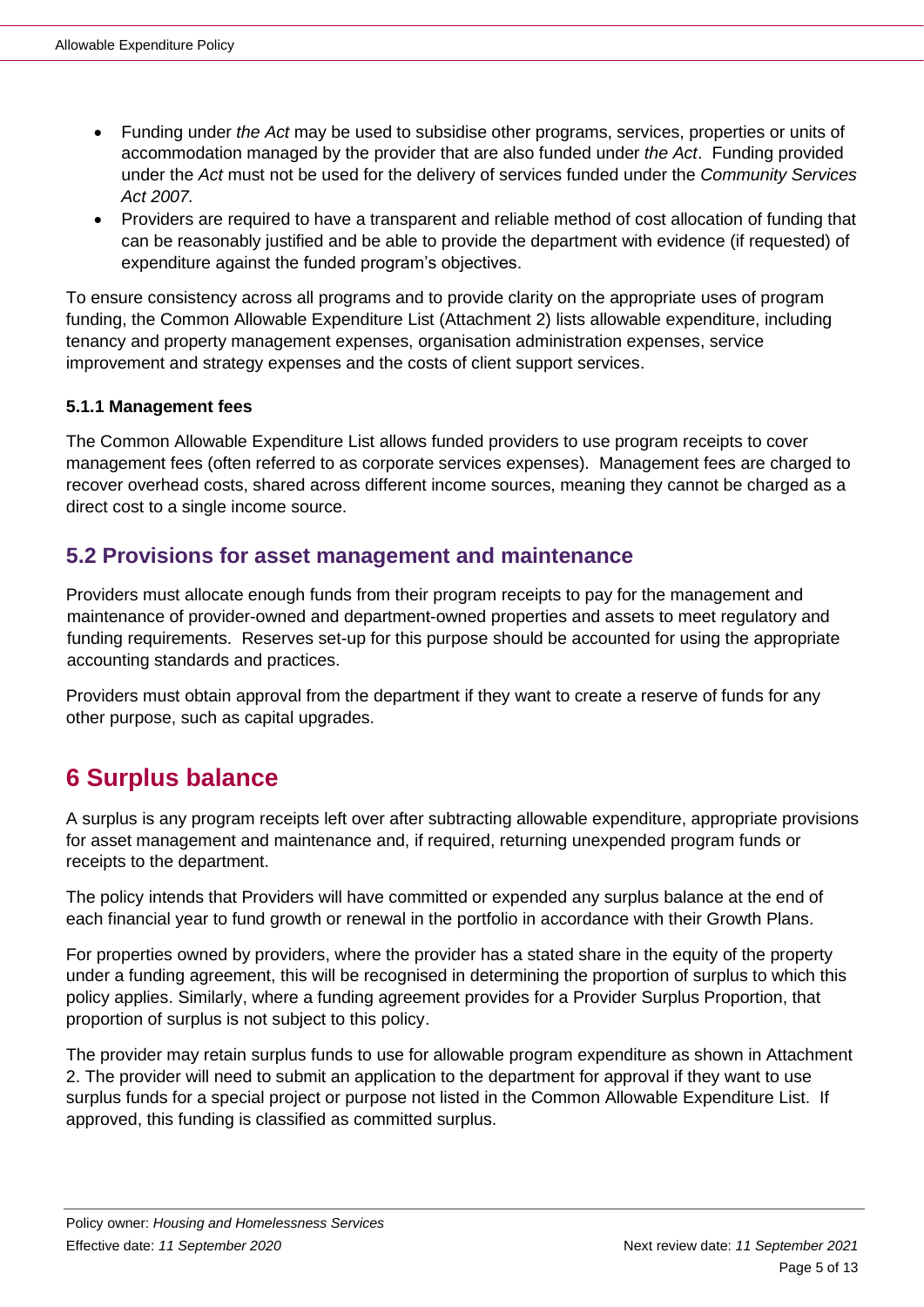- Funding under *the Act* may be used to subsidise other programs, services, properties or units of accommodation managed by the provider that are also funded under *the Act*. Funding provided under the *Act* must not be used for the delivery of services funded under the *Community Services Act 2007.*
- Providers are required to have a transparent and reliable method of cost allocation of funding that can be reasonably justified and be able to provide the department with evidence (if requested) of expenditure against the funded program's objectives.

To ensure consistency across all programs and to provide clarity on the appropriate uses of program funding, the Common Allowable Expenditure List (Attachment 2) lists allowable expenditure, including tenancy and property management expenses, organisation administration expenses, service improvement and strategy expenses and the costs of client support services.

#### 5.1.1 Management fees

The Common Allowable Expenditure List allows funded providers to use program receipts to cover management fees (often referred to as corporate services expenses). Management fees are charged to recover overhead costs, shared across different income sources, meaning they cannot be charged as a direct cost to a single income source.

## 5.2 Provisions for asset management and maintenance

Providers must allocate enough funds from their program receipts to pay for the management and maintenance of provider-owned and department-owned properties and assets to meet regulatory and funding requirements. Reserves set-up for this purpose should be accounted for using the appropriate accounting standards and practices.

Providers must obtain approval from the department if they want to create a reserve of funds for any other purpose, such as capital upgrades.

# 6 Surplus balance

A surplus is any program receipts left over after subtracting allowable expenditure, appropriate provisions for asset management and maintenance and, if required, returning unexpended program funds or receipts to the department.

The policy intends that Providers will have committed or expended any surplus balance at the end of each financial year to fund growth or renewal in the portfolio in accordance with their Growth Plans.

For properties owned by providers, where the provider has a stated share in the equity of the property under a funding agreement, this will be recognised in determining the proportion of surplus to which this policy applies. Similarly, where a funding agreement provides for a Provider Surplus Proportion, that proportion of surplus is not subject to this policy.

The provider may retain surplus funds to use for allowable program expenditure as shown in Attachment 2. The provider will need to submit an application to the department for approval if they want to use surplus funds for a special project or purpose not listed in the Common Allowable Expenditure List. If approved, this funding is classified as committed surplus.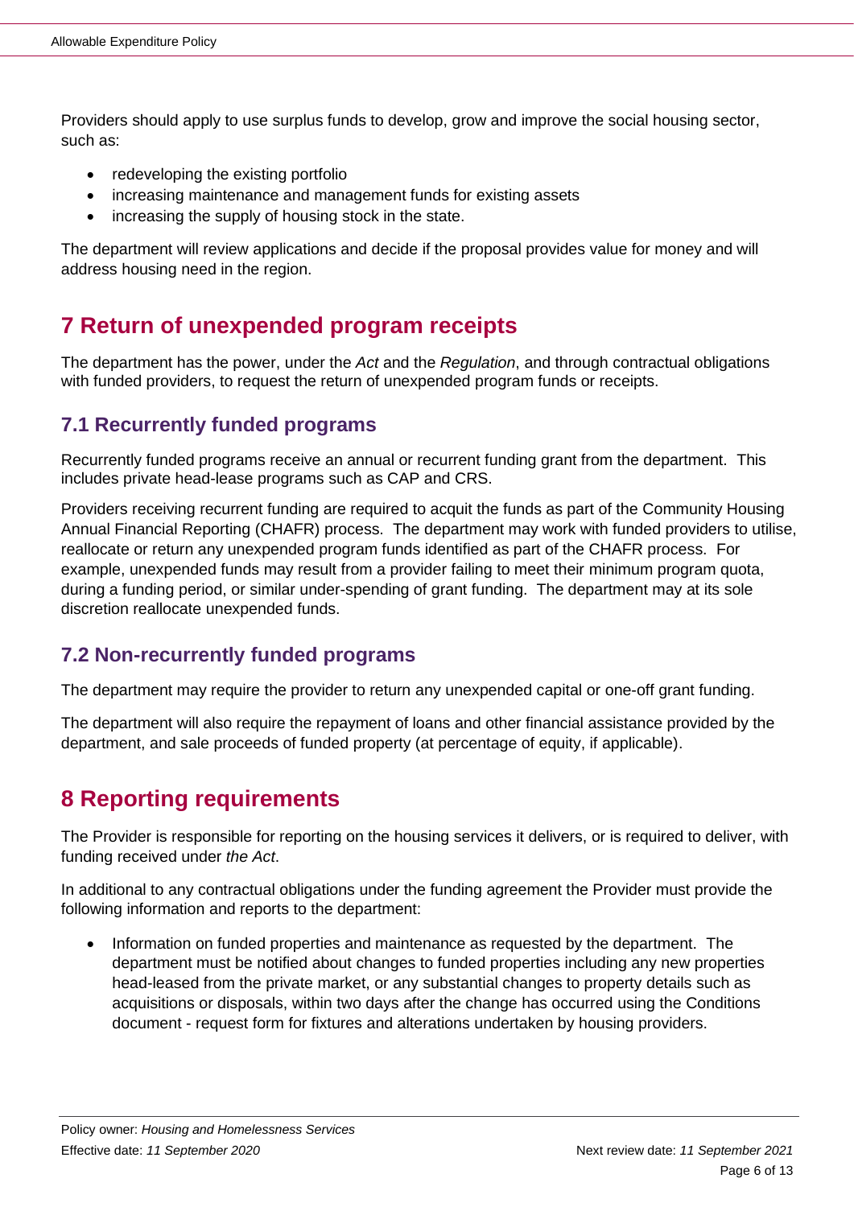Providers should apply to use surplus funds to develop, grow and improve the social housing sector, such as:

- redeveloping the existing portfolio
- increasing maintenance and management funds for existing assets
- increasing the supply of housing stock in the state.

The department will review applications and decide if the proposal provides value for money and will address housing need in the region.

# 7 Return of unexpended program receipts

The department has the power, under the *Act* and the *Regulation*, and through contractual obligations with funded providers, to request the return of unexpended program funds or receipts.

## 7.1 Recurrently funded programs

Recurrently funded programs receive an annual or recurrent funding grant from the department. This includes private head-lease programs such as CAP and CRS.

Providers receiving recurrent funding are required to acquit the funds as part of the Community Housing Annual Financial Reporting (CHAFR) process. The department may work with funded providers to utilise, reallocate or return any unexpended program funds identified as part of the CHAFR process. For example, unexpended funds may result from a provider failing to meet their minimum program quota, during a funding period, or similar under-spending of grant funding. The department may at its sole discretion reallocate unexpended funds.

## 7.2 Non-recurrently funded programs

The department may require the provider to return any unexpended capital or one-off grant funding.

The department will also require the repayment of loans and other financial assistance provided by the department, and sale proceeds of funded property (at percentage of equity, if applicable).

# 8 Reporting requirements

The Provider is responsible for reporting on the housing services it delivers, or is required to deliver, with funding received under *the Act*.

In additional to any contractual obligations under the funding agreement the Provider must provide the following information and reports to the department:

- Information on funded properties and maintenance as requested by the department. The department must be notified about changes to funded properties including any new properties head-leased from the private market, or any substantial changes to property details such as acquisitions or disposals, within two days after the change has occurred using the Conditions document - request form for fixtures and alterations undertaken by housing providers.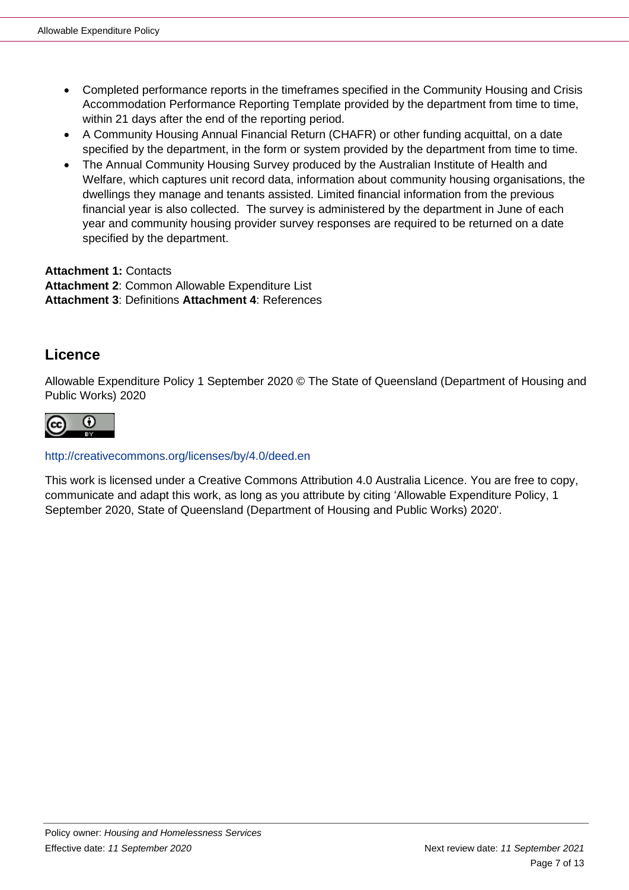- Completed performance reports in the timeframes specified in the Community Housing and Crisis Accommodation Performance Reporting Template provided by the department from time to time, within 21 days after the end of the reporting period.
- A Community Housing Annual Financial Return (CHAFR) or other funding acquittal, on a date specified by the department, in the form or system provided by the department from time to time.
- The Annual Community Housing Survey produced by the Australian Institute of Health and Welfare, which captures unit record data, information about community housing organisations, the dwellings they manage and tenants assisted. Limited financial information from the previous financial year is also collected. The survey is administered by the department in June of each year and community housing provider survey responses are required to be returned on a date specified by the department.

**Attachment 1:** Contacts
**Attachment 2**: Common Allowable Expenditure List
**Attachment 3**: Definitions **Attachment 4**: References

## Licence

Allowable Expenditure Policy 1 September 2020 © The State of Queensland (Department of Housing and Public Works) 2020

http://creativecommons.org/licenses/by/4.0/deed.en

This work is licensed under a Creative Commons Attribution 4.0 Australia Licence. You are free to copy, communicate and adapt this work, as long as you attribute by citing 'Allowable Expenditure Policy, 1 September 2020, State of Queensland (Department of Housing and Public Works) 2020'.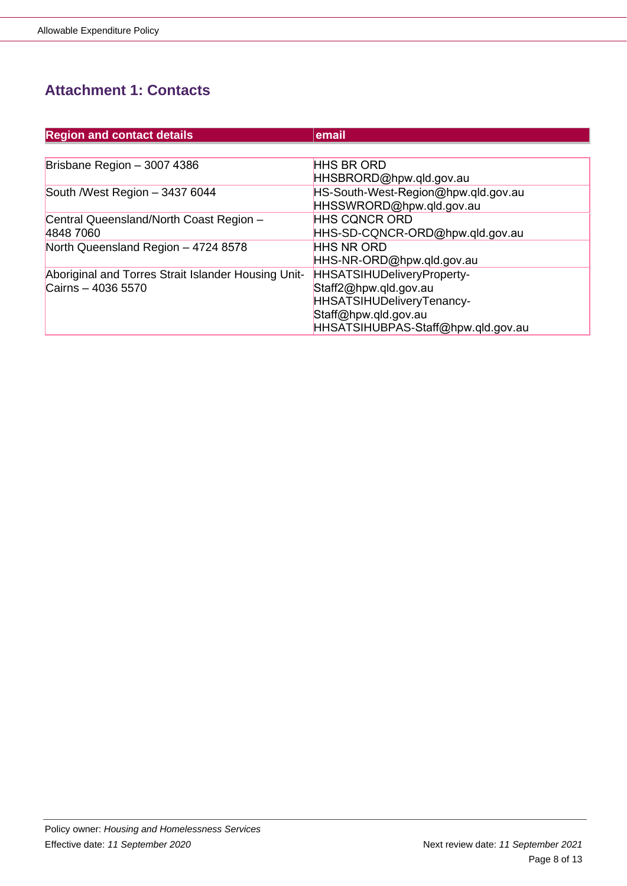## Attachment 1: Contacts

| Region and contact details | email |
|---|---|
| Brisbane Region – 3007 4386 | HHS BR ORD<br>HHSBRORD@hpw.qld.gov.au |
| South /West Region – 3437 6044 | HS-South-West-Region@hpw.qld.gov.au<br>HHSSWRORD@hpw.qld.gov.au |
| Central Queensland/North Coast Region – 4848 7060 | HHS CQNCR ORD<br>HHS-SD-CQNCR-ORD@hpw.qld.gov.au |
| North Queensland Region – 4724 8578 | HHS NR ORD<br>HHS-NR-ORD@hpw.qld.gov.au |
| Aboriginal and Torres Strait Islander Housing Unit- Cairns – 4036 5570 | HHSATSIHUDeliveryProperty-Staff2@hpw.qld.gov.au<br>HHSATSIHUDeliveryTenancy-Staff@hpw.qld.gov.au<br>HHSATSIHUBPAS-Staff@hpw.qld.gov.au |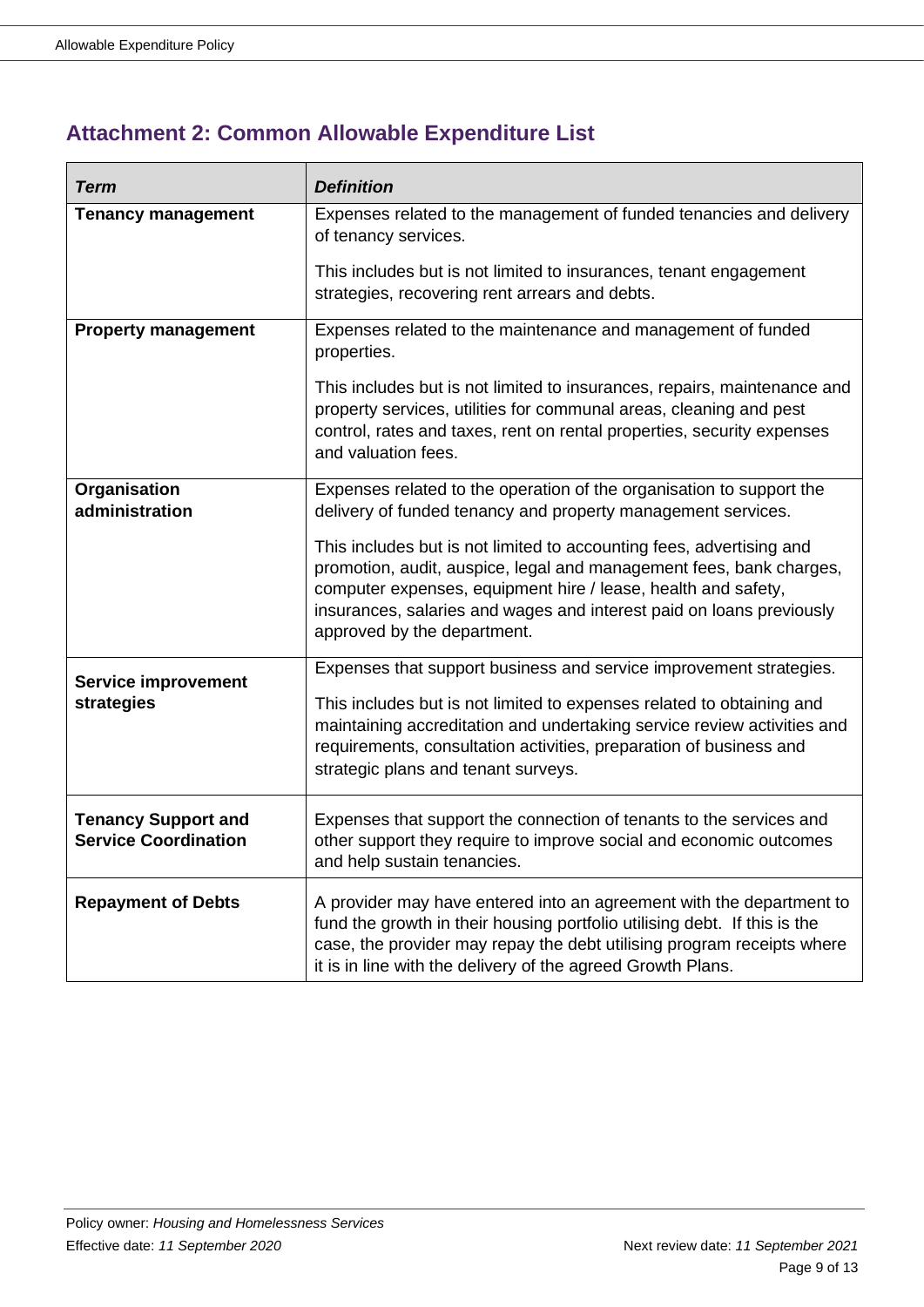## Attachment 2: Common Allowable Expenditure List

| *Term* | *Definition* |
|---|---|
| **Tenancy management** | Expenses related to the management of funded tenancies and delivery of tenancy services.<br><br>This includes but is not limited to insurances, tenant engagement strategies, recovering rent arrears and debts. |
| **Property management** | Expenses related to the maintenance and management of funded properties.<br><br>This includes but is not limited to insurances, repairs, maintenance and property services, utilities for communal areas, cleaning and pest control, rates and taxes, rent on rental properties, security expenses and valuation fees. |
| **Organisation administration** | Expenses related to the operation of the organisation to support the delivery of funded tenancy and property management services.<br><br>This includes but is not limited to accounting fees, advertising and promotion, audit, auspice, legal and management fees, bank charges, computer expenses, equipment hire / lease, health and safety, insurances, salaries and wages and interest paid on loans previously approved by the department. |
| **Service improvement strategies** | Expenses that support business and service improvement strategies.<br><br>This includes but is not limited to expenses related to obtaining and maintaining accreditation and undertaking service review activities and requirements, consultation activities, preparation of business and strategic plans and tenant surveys. |
| **Tenancy Support and Service Coordination** | Expenses that support the connection of tenants to the services and other support they require to improve social and economic outcomes and help sustain tenancies. |
| **Repayment of Debts** | A provider may have entered into an agreement with the department to fund the growth in their housing portfolio utilising debt. If this is the case, the provider may repay the debt utilising program receipts where it is in line with the delivery of the agreed Growth Plans. |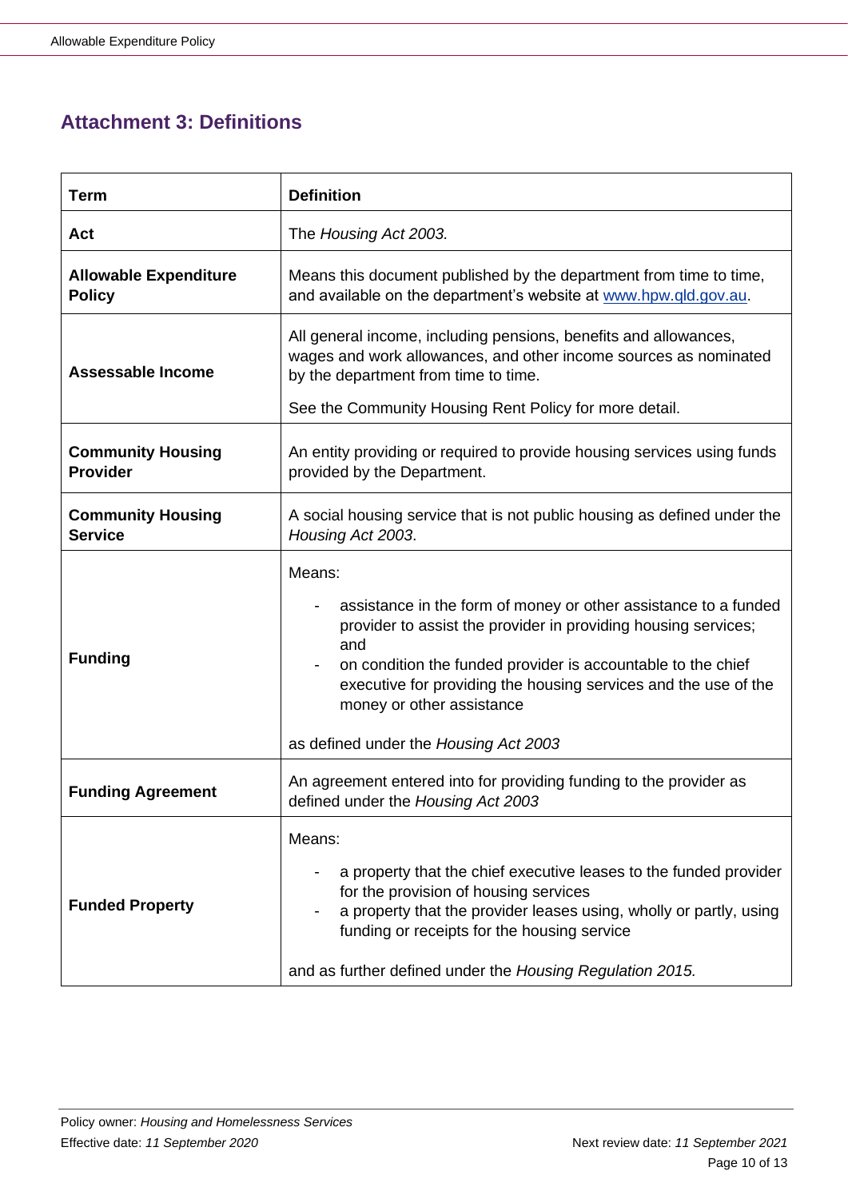## Attachment 3: Definitions

| Term | Definition |
| --- | --- |
| **Act** | The *Housing Act 2003.* |
| **Allowable Expenditure Policy** | Means this document published by the department from time to time, and available on the department's website at www.hpw.qld.gov.au. |
| **Assessable Income** | All general income, including pensions, benefits and allowances, wages and work allowances, and other income sources as nominated by the department from time to time.<br><br>See the Community Housing Rent Policy for more detail. |
| **Community Housing Provider** | An entity providing or required to provide housing services using funds provided by the Department. |
| **Community Housing Service** | A social housing service that is not public housing as defined under the *Housing Act 2003*. |
| **Funding** | Means:<br>- assistance in the form of money or other assistance to a funded provider to assist the provider in providing housing services; and<br>- on condition the funded provider is accountable to the chief executive for providing the housing services and the use of the money or other assistance<br><br>as defined under the *Housing Act 2003* |
| **Funding Agreement** | An agreement entered into for providing funding to the provider as defined under the *Housing Act 2003* |
| **Funded Property** | Means:<br>- a property that the chief executive leases to the funded provider for the provision of housing services<br>- a property that the provider leases using, wholly or partly, using funding or receipts for the housing service<br><br>and as further defined under the *Housing Regulation 2015.* |

Policy owner: *Housing and Homelessness Services*
Effective date: *11 September 2020*
Next review date: *11 September 2021*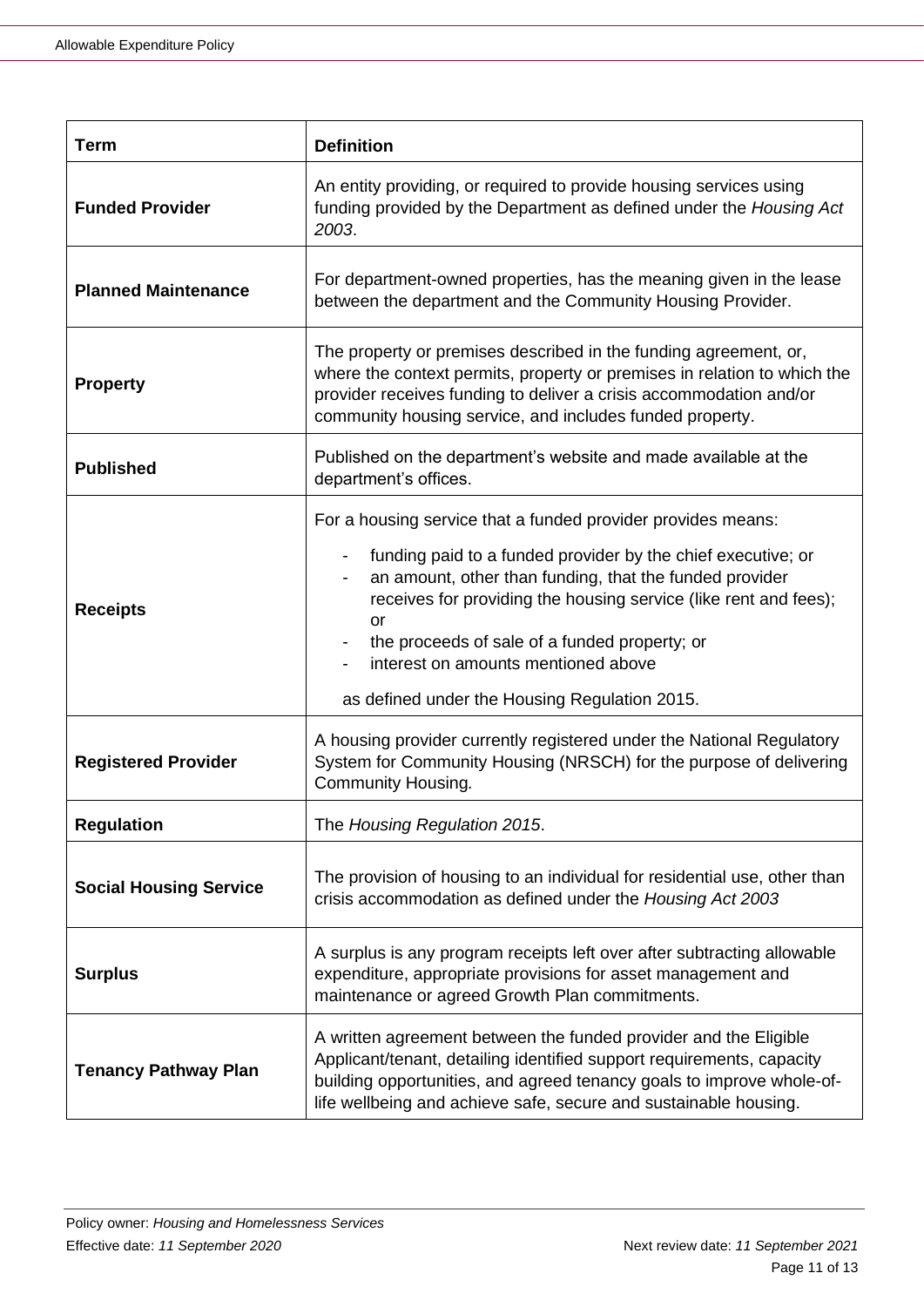| Term | Definition |
| --- | --- |
| **Funded Provider** | An entity providing, or required to provide housing services using funding provided by the Department as defined under the *Housing Act 2003*. |
| **Planned Maintenance** | For department-owned properties, has the meaning given in the lease between the department and the Community Housing Provider. |
| **Property** | The property or premises described in the funding agreement, or, where the context permits, property or premises in relation to which the provider receives funding to deliver a crisis accommodation and/or community housing service, and includes funded property. |
| **Published** | Published on the department's website and made available at the department's offices. |
| **Receipts** | For a housing service that a funded provider provides means:<br>- funding paid to a funded provider by the chief executive; or<br>- an amount, other than funding, that the funded provider receives for providing the housing service (like rent and fees); or<br>- the proceeds of sale of a funded property; or<br>- interest on amounts mentioned above<br><br>as defined under the Housing Regulation 2015. |
| **Registered Provider** | A housing provider currently registered under the National Regulatory System for Community Housing (NRSCH) for the purpose of delivering Community Housing*.* |
| **Regulation** | The *Housing Regulation 2015*. |
| **Social Housing Service** | The provision of housing to an individual for residential use, other than crisis accommodation as defined under the *Housing Act 2003* |
| **Surplus** | A surplus is any program receipts left over after subtracting allowable expenditure, appropriate provisions for asset management and maintenance or agreed Growth Plan commitments. |
| **Tenancy Pathway Plan** | A written agreement between the funded provider and the Eligible Applicant/tenant, detailing identified support requirements, capacity building opportunities, and agreed tenancy goals to improve whole-of-life wellbeing and achieve safe, secure and sustainable housing. |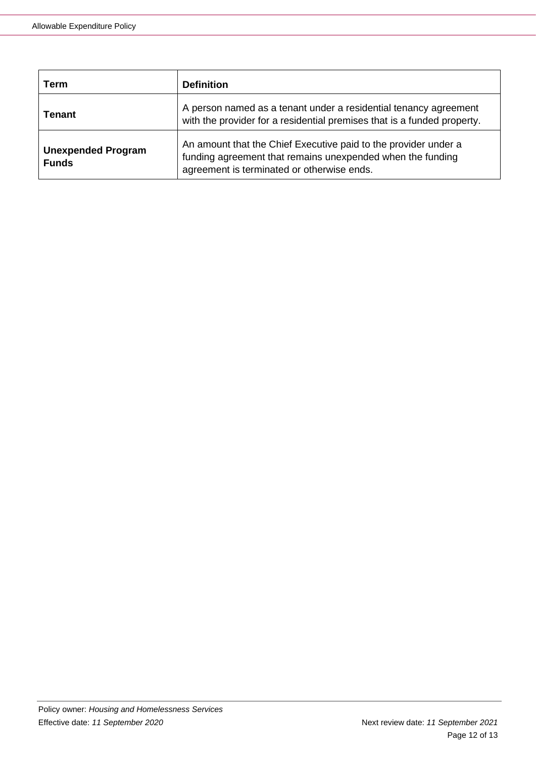| Term | Definition |
| --- | --- |
| **Tenant** | A person named as a tenant under a residential tenancy agreement with the provider for a residential premises that is a funded property. |
| **Unexpended Program Funds** | An amount that the Chief Executive paid to the provider under a funding agreement that remains unexpended when the funding agreement is terminated or otherwise ends. |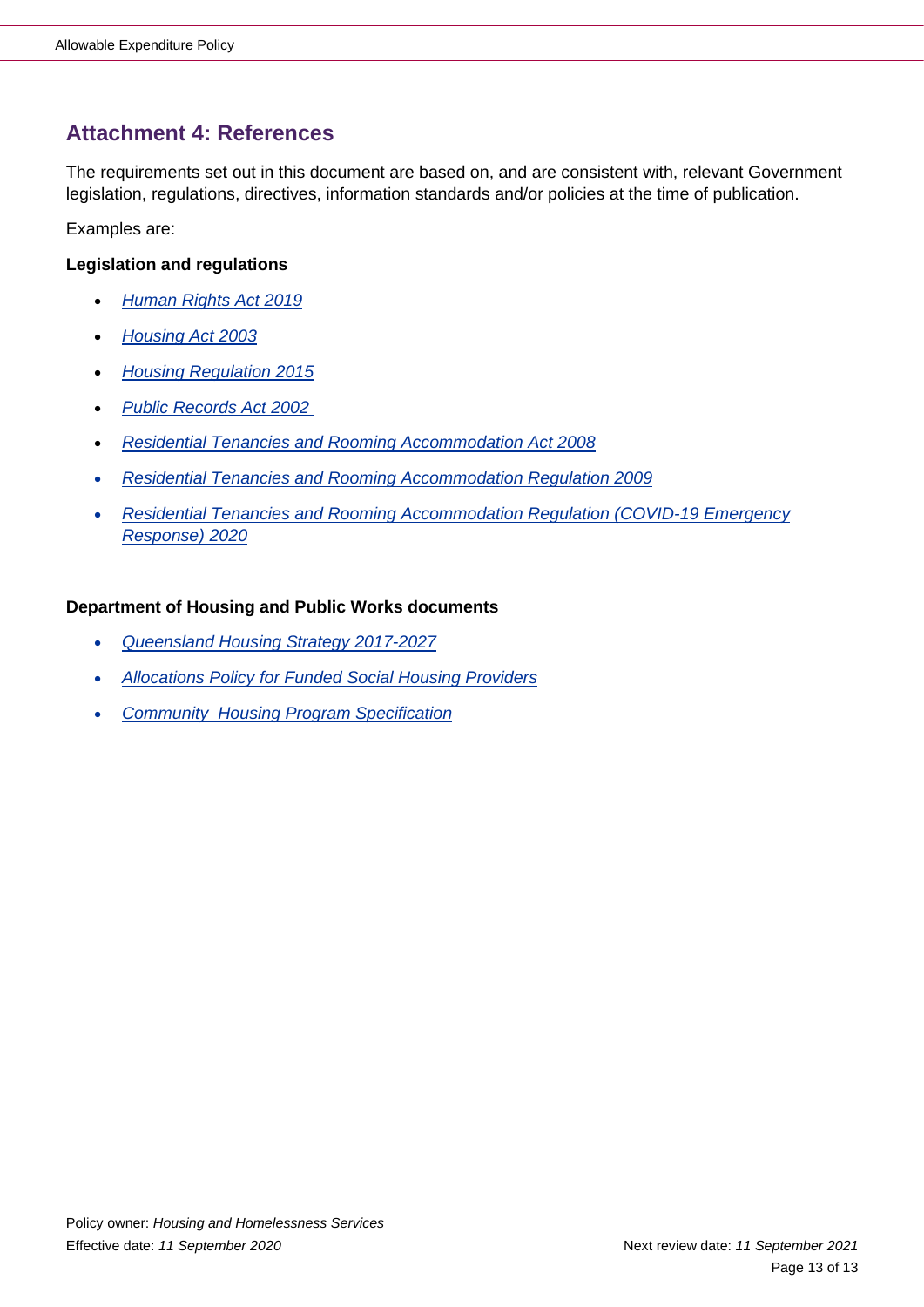## Attachment 4: References

The requirements set out in this document are based on, and are consistent with, relevant Government legislation, regulations, directives, information standards and/or policies at the time of publication.

Examples are:

**Legislation and regulations**

- *Human Rights Act 2019*
- *Housing Act 2003*
- *Housing Regulation 2015*
- *Public Records Act 2002*
- *Residential Tenancies and Rooming Accommodation Act 2008*
- *Residential Tenancies and Rooming Accommodation Regulation 2009*
- *Residential Tenancies and Rooming Accommodation Regulation (COVID-19 Emergency Response) 2020*

**Department of Housing and Public Works documents**

- *Queensland Housing Strategy 2017-2027*
- *Allocations Policy for Funded Social Housing Providers*
- *Community Housing Program Specification*

Policy owner: *Housing and Homelessness Services*
Effective date: *11 September 2020*
Next review date: *11 September 2021*